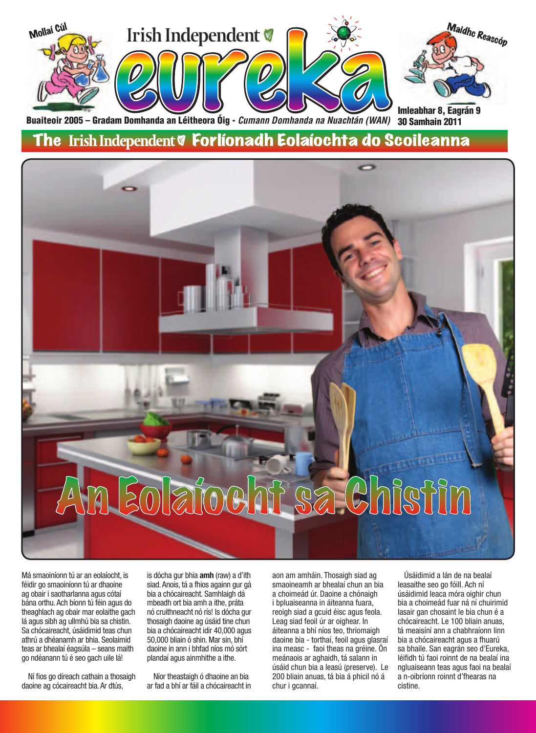Mollaí Cúl

Irish Independent

# eureka

Maidhc Reascóp

Buaiteoir 2005 – Gradam Domhanda an Léitheora Óig - *Cumann Domhanda na Nuachtán (WAN)*

Imleabhar 8, Eagrán 9
30 Samhain 2011

## The Irish Independent Forlíonadh Eolaíochta do Scoileanna

# An Eolaíocht sa Chistin

Má smaoiníonn tú ar an eolaíocht, is féidir go smaoiníonn tú ar dhaoine ag obair i saotharlanna agus cótaí bána orthu. Ach bíonn tú féin agus do theaghlach ag obair mar eolaithe gach lá agus sibh ag ullmhú bia sa chistin. Sa chócaireacht, úsáidimid teas chun athrú a dhéanamh ar bhia. Seolaimid teas ar bhealaí éagsúla – seans maith go ndéanann tú é seo gach uile lá!

Ní fios go díreach cathain a thosaigh daoine ag cócaireacht bia. Ar dtús, is dócha gur bhia **amh** (raw) a d'ith siad. Anois, tá a fhios againn gur gá bia a chócaireacht. Samhlaigh dá mbeadh ort bia amh a ithe, práta nó cruithneacht nó rís! Is dócha gur thosaigh daoine ag úsáid tine chun bia a chócaireacht idir 40,000 agus 50,000 bliain ó shin. Mar sin, bhí daoine in ann i bhfad níos mó sórt plandaí agus ainmhithe a ithe.

Níor theastaigh ó dhaoine an bia ar fad a bhí ar fáil a chócaireacht in aon am amháin. Thosaigh siad ag smaoineamh ar bhealaí chun an bia a choimeád úr. Daoine a chónaigh i bpluaiseanna in áiteanna fuara, reoigh siad a gcuid éisc agus feola. Leag siad feoil úr ar oighear. In áiteanna a bhí níos teo, thriomaigh daoine bia - torthaí, feoil agus glasraí ina measc - faoi theas na gréine. Ón meánaois ar aghaidh, tá salann in úsáid chun bia a leasú (preserve). Le 200 bliain anuas, tá bia á phicil nó á chur i gcannaí.

Úsáidimid a lán de na bealaí leasaithe seo go fóill. Ach ní úsáidimid leaca móra oighir chun bia a choimeád fuar ná ní chuirimid lasair gan chosaint le bia chun é a chócaireacht. Le 100 bliain anuas, tá meaisíní ann a chabhraíonn linn bia a chócaireacht agus a fhuarú sa bhaile. San eagrán seo d'Eureka, léifidh tú faoi roinnt de na bealaí ina ngluaiseann teas agus faoi na bealaí a n-oibríonn roinnt d'fhearas na cistine.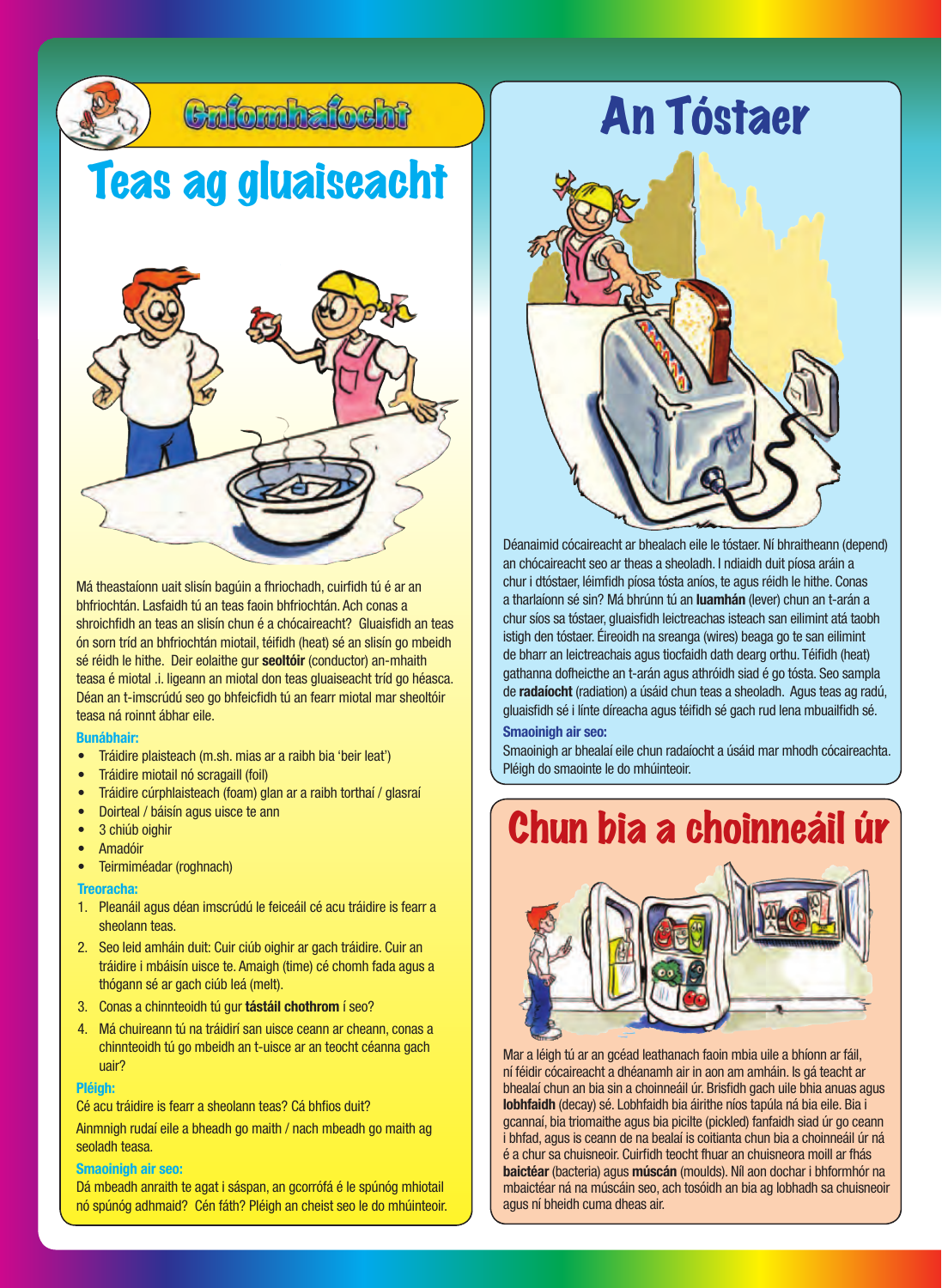## Gníomhaíocht

# Teas ag gluaiseacht

Má theastaíonn uait slisín bagúin a fhriochadh, cuirfidh tú é ar an bhfriochtán. Lasfaidh tú an teas faoin bhfriochtán. Ach conas a shroichfidh an teas an slisín chun é a chócaireacht? Gluaisfidh an teas ón sorn tríd an bhfriochtán miotail, téifidh (heat) sé an slisín go mbeidh sé réidh le hithe. Deir eolaithe gur **seoltóir** (conductor) an-mhaith teasa é miotal .i. ligeann an miotal don teas gluaiseacht tríd go héasca. Déan an t-imscrúdú seo go bhfeicfidh tú an fearr miotal mar sheoltóir teasa ná roinnt ábhar eile.

**Bunábhair:**

- Tráidire plaisteach (m.sh. mias ar a raibh bia 'beir leat')
- Tráidire miotail nó scragaill (foil)
- Tráidire cúrphlaisteach (foam) glan ar a raibh torthaí / glasraí
- Doirteal / báisín agus uisce te ann
- 3 chiúb oighir
- Amadóir
- Teirmiméadar (roghnach)

**Treoracha:**

1. Pleanáil agus déan imscrúdú le feiceáil cé acu tráidire is fearr a sheolann teas.
2. Seo leid amháin duit: Cuir ciúb oighir ar gach tráidire. Cuir an tráidire i mbáisín uisce te. Amaigh (time) cé chomh fada agus a thógann sé ar gach ciúb leá (melt).
3. Conas a chinnteoidh tú gur **tástáil chothrom** í seo?
4. Má chuireann tú na tráidirí san uisce ceann ar cheann, conas a chinnteoidh tú go mbeidh an t-uisce ar an teocht céanna gach uair?

**Pléigh:**

Cé acu tráidire is fearr a sheolann teas? Cá bhfios duit?

Ainmnigh rudaí eile a bheadh go maith / nach mbeadh go maith ag seoladh teasa.

**Smaoinigh air seo:**

Dá mbeadh anraith te agat i sáspan, an gcorrófá é le spúnóg mhiotail nó spúnóg adhmaid? Cén fáth? Pléigh an cheist seo le do mhúinteoir.

# An Tóstaer

Déanaimid cócaireacht ar bhealach eile le tóstaer. Ní bhraitheann (depend) an chócaireacht seo ar theas a sheoladh. I ndiaidh duit píosa aráin a chur i dtóstaer, léimfidh píosa tósta aníos, te agus réidh le hithe. Conas a tharlaíonn sé sin? Má bhrúnn tú an **luamhán** (lever) chun an t-arán a chur síos sa tóstaer, gluaisfidh leictreachas isteach san eilimint atá taobh istigh den tóstaer. Éireoidh na sreanga (wires) beaga go te san eilimint de bharr an leictreachais agus tiocfaidh dath dearg orthu. Téifidh (heat) gathanna dofheicthe an t-arán agus athróidh siad é go tósta. Seo sampla de **radaíocht** (radiation) a úsáid chun teas a sheoladh. Agus teas ag radú, gluaisfidh sé i línte díreacha agus téifidh sé gach rud lena mbuailfidh sé.

**Smaoinigh air seo:**

Smaoinigh ar bhealaí eile chun radaíocht a úsáid mar mhodh cócaireachta. Pléigh do smaointe le do mhúinteoir.

# Chun bia a choinneáil úr

Mar a léigh tú ar an gcéad leathanach faoin mbia uile a bhíonn ar fáil, ní féidir cócaireacht a dhéanamh air in aon am amháin. Is gá teacht ar bhealaí chun an bia sin a choinneáil úr. Brisfidh gach uile bhia anuas agus **lobhfaidh** (decay) sé. Lobhfaidh bia áirithe níos tapúla ná bia eile. Bia i gcannaí, bia triomaithe agus bia picilte (pickled) fanfaidh siad úr go ceann i bhfad, agus is ceann de na bealaí is coitianta chun bia a choinneáil úr ná é a chur sa chuisneoir. Cuirfidh teocht fhuar an chuisneora moill ar fhás **baictéar** (bacteria) agus **múscán** (moulds). Níl aon dochar i bhformhór na mbaictéar ná na múscáin seo, ach tosóidh an bia ag lobhadh sa chuisneoir agus ní bheidh cuma dheas air.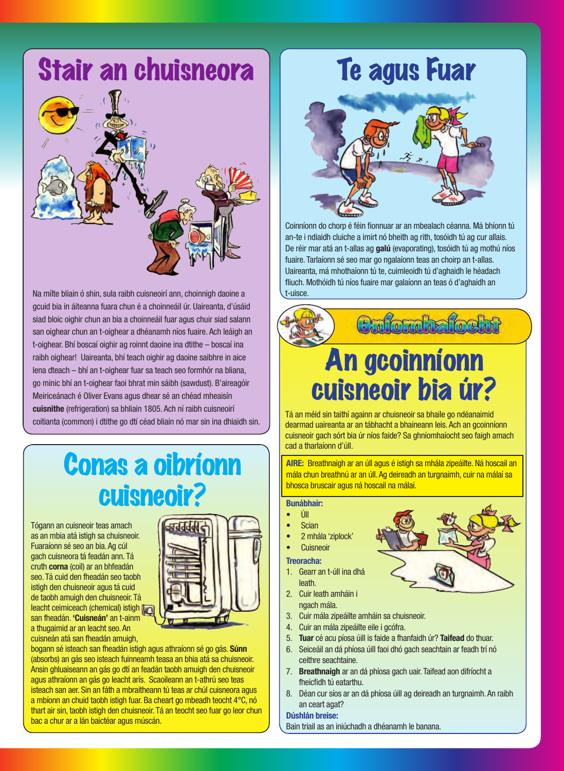# Stair an chuisneora

Na mílte bliain ó shin, sula raibh cuisneoirí ann, choinnigh daoine a gcuid bia in áiteanna fuara chun é a choinneáil úr. Uaireanta, d'úsáid siad bloic oighir chun an bia a choinneáil fuar agus chuir siad salann san oighear chun an t-oighear a dhéanamh níos fuaire. Ach leáigh an t-oighear. Bhí boscaí oighir ag roinnt daoine ina dtithe – boscaí ina raibh oighear! Uaireanta, bhí teach oighir ag daoine saibhre in aice lena dteach – bhí an t-oighear fuar sa teach seo formhór na bliana, go minic bhí an t-oighear faoi bhrat min sáibh (sawdust). B'aireagóir Meiriceánach é Oliver Evans agus dhear sé an chéad mheaisín **cuisnithe** (refrigeration) sa bhliain 1805. Ach ní raibh cuisneoirí coitianta (common) i dtithe go dtí céad bliain nó mar sin ina dhiaidh sin.

# Conas a oibríonn cuisneoir?

Tógann an cuisneoir teas amach as an mbia atá istigh sa chuisneoir. Fuaraíonn sé seo an bia. Ag cúl gach cuisneora tá feadán ann. Tá cruth **corna** (coil) ar an bhfeadán seo. Tá cuid den fheadán seo taobh istigh den chuisneoir agus tá cuid de taobh amuigh den chuisneoir. Tá leacht ceimiceach (chemical) istigh san fheadán. **'Cuisneán'** an t-ainm a thugaimid ar an leacht seo. An cuisneán atá san fheadán amuigh, bogann sé isteach san fheadán istigh agus athraíonn sé go gás. **Súnn** (absorbs) an gás seo isteach fuinneamh teasa an bhia atá sa chuisneoir. Ansin ghluaiseann an gás go dtí an feadán taobh amuigh den chuisneoir agus athraíonn an gás go leacht arís. Scaoileann an t-athrú seo teas isteach san aer. Sin an fáth a mbraitheann tú teas ar chúl cuisneora agus a mbíonn an chuid taobh istigh fuar. Ba cheart go mbeadh teocht 4°C, nó thart air sin, taobh istigh den chuisneoir. Tá an teocht seo fuar go leor chun bac a chur ar a lán baictéar agus múscán.

# Te agus Fuar

Coinníonn do chorp é féin fionnuar ar an mbealach céanna. Má bhíonn tú an-te i ndiaidh cluiche a imirt nó bheith ag rith, tosóidh tú ag cur allais. De réir mar atá an t-allas ag **galú** (evaporating), tosóidh tú ag mothú níos fuaire. Tarlaíonn sé seo mar go ngalaíonn teas an choirp an t-allas. Uaireanta, má mhothaíonn tú te, cuimleoidh tú d'aghaidh le héadach fliuch. Mothóidh tú níos fuaire mar galaíonn an teas ó d'aghaidh an t-uisce.

## Gníomhaíocht

# An gcoinníonn cuisneoir bia úr?

Tá an méid sin taithí againn ar chuisneoir sa bhaile go ndéanaimid dearmad uaireanta ar an tábhacht a bhaineann leis. Ach an gcoinníonn cuisneoir gach sórt bia úr níos faide? Sa ghníomhaíocht seo faigh amach cad a tharlaíonn d'úll.

**AIRE:** Breathnaigh ar an úll agus é istigh sa mhála zipeáilte. Ná hoscail an mála chun breathnú ar an úll. Ag deireadh an turgnaimh, cuir na málaí sa bhosca bruscair agus ná hoscail na málaí.

**Bunábhair:**

- Úll
- Scian
- 2 mhála 'ziplock'
- Cuisneoir

**Treoracha:**

1. Gearr an t-úll ina dhá leath.
2. Cuir leath amháin i ngach mála.
3. Cuir mála zipeáilte amháin sa chuisneoir.
4. Cuir an mála zipeáilte eile i gcófra.
5. **Tuar** cé acu píosa úill is faide a fhanfaidh úr? **Taifead** do thuar.
6. Seiceáil an dá phíosa úill faoi dhó gach seachtain ar feadh trí nó ceithre seachtaine.
7. **Breathnaigh** ar an dá phíosa gach uair. Taifead aon difríocht a fheicfidh tú eatarthu.
8. Déan cur síos ar an dá phíosa úill ag deireadh an turgnaimh. An raibh an ceart agat?

**Dúshlán breise:**

Bain triail as an iniúchadh a dhéanamh le banana.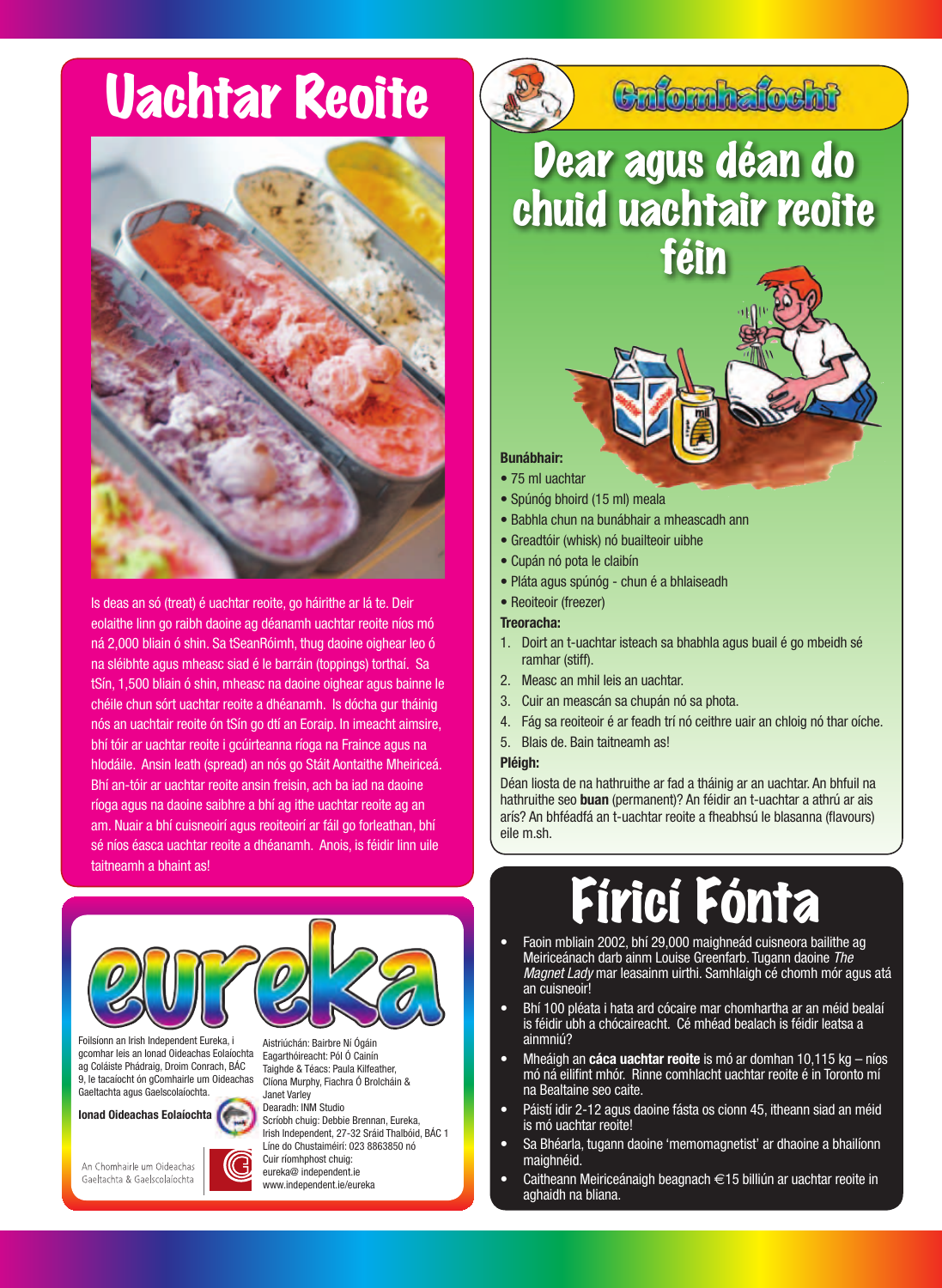# Uachtar Reoite

Is deas an só (treat) é uachtar reoite, go háirithe ar lá te. Deir eolaithe linn go raibh daoine ag déanamh uachtar reoite níos mó ná 2,000 bliain ó shin. Sa tSeanRóimh, thug daoine oighear leo ó na sléibhte agus mheasc siad é le barráin (toppings) torthaí. Sa tSín, 1,500 bliain ó shin, mheasc na daoine oighear agus bainne le chéile chun sórt uachtar reoite a dhéanamh. Is dócha gur tháinig nós an uachtair reoite ón tSín go dtí an Eoraip. In imeacht aimsire, bhí tóir ar uachtar reoite i gcúirteanna ríoga na Fraince agus na hIodáile. Ansin leath (spread) an nós go Stáit Aontaithe Mheiriceá. Bhí an-tóir ar uachtar reoite ansin freisin, ach ba iad na daoine ríoga agus na daoine saibhre a bhí ag ithe uachtar reoite ag an am. Nuair a bhí cuisneoirí agus reoiteoirí ar fáil go forleathan, bhí sé níos éasca uachtar reoite a dhéanamh. Anois, is féidir linn uile taitneamh a bhaint as!

eureka

Foilsíonn an Irish Independent Eureka, i gcomhar leis an Ionad Oideachas Eolaíochta ag Coláiste Phádraig, Droim Conrach, BÁC 9, le tacaíocht ón gComhairle um Oideachas Gaeltachta agus Gaelscolaíochta.

**Ionad Oideachas Eolaíochta**

An Chomhairle um Oideachas Gaeltachta & Gaelscolaíochta

Aistriúchán: Bairbre Ní Ógáin
Eagarthóireacht: Pól Ó Cainín
Taighde & Téacs: Paula Kilfeather, Clíona Murphy, Fiachra Ó Brolcháin & Janet Varley
Dearadh: INM Studio
Scríobh chuig: Debbie Brennan, Eureka, Irish Independent, 27-32 Sráid Thalbóid, BÁC 1
Líne do Chustaiméirí: 023 8863850 nó
Cuir ríomhphost chuig: eureka@ independent.ie
www.independent.ie/eureka

## Gníomhaíocht

# Dear agus déan do chuid uachtair reoite féin

**Bunábhair:**

- 75 ml uachtar
- Spúnóg bhoird (15 ml) meala
- Babhla chun na bunábhair a mheascadh ann
- Greadtóir (whisk) nó buailteoir uibhe
- Cupán nó pota le claibín
- Pláta agus spúnóg - chun é a bhlaiseadh
- Reoiteoir (freezer)

**Treoracha:**

1. Doirt an t-uachtar isteach sa bhabhla agus buail é go mbeidh sé ramhar (stiff).
2. Measc an mhil leis an uachtar.
3. Cuir an meascán sa chupán nó sa phota.
4. Fág sa reoiteoir é ar feadh trí nó ceithre uair an chloig nó thar oíche.
5. Blais de. Bain taitneamh as!

**Pléigh:**

Déan liosta de na hathruithe ar fad a tháinig ar an uachtar. An bhfuil na hathruithe seo **buan** (permanent)? An féidir an t-uachtar a athrú ar ais arís? An bhféadfá an t-uachtar reoite a fheabhsú le blasanna (flavours) eile m.sh.

# Fíricí Fónta

- Faoin mbliain 2002, bhí 29,000 maighnéad cuisneora bailithe ag Meiriceánach darb ainm Louise Greenfarb. Tugann daoine *The Magnet Lady* mar leasainm uirthi. Samhlaigh cé chomh mór agus atá an cuisneoir!
- Bhí 100 pléata i hata ard cócaire mar chomhartha ar an méid bealaí is féidir ubh a chócaireacht. Cé mhéad bealach is féidir leatsa a ainmniú?
- Mheáigh an **cáca uachtar reoite** is mó ar domhan 10,115 kg – níos mó ná eilifint mhór. Rinne comhlacht uachtar reoite é in Toronto mí na Bealtaine seo caite.
- Páistí idir 2-12 agus daoine fásta os cionn 45, itheann siad an méid is mó uachtar reoite!
- Sa Bhéarla, tugann daoine 'memomagnetist' ar dhaoine a bhailíonn maighnéid.
- Caitheann Meiriceánaigh beagnach €15 billiún ar uachtar reoite in aghaidh na bliana.